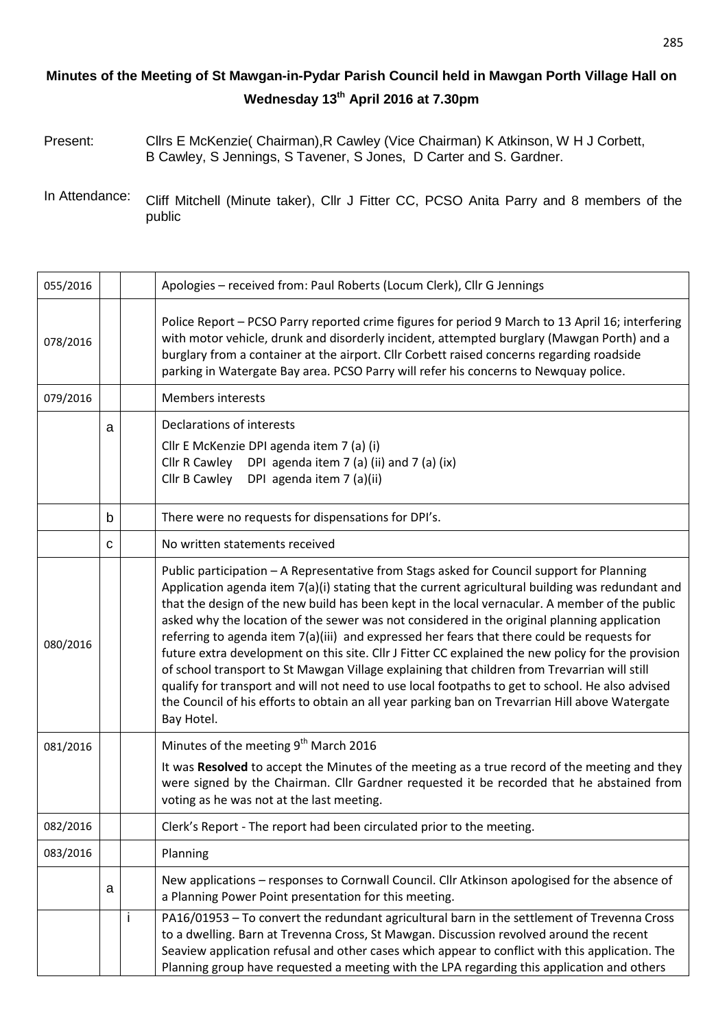# Minutes of the Meeting of St Mawgan-in-Pydar Parish Council held in Mawgan Porth Village Hall on Wednesday 13th April 2016 at 7.30pm

Present: Cllrs E McKenzie( Chairman),R Cawley (Vice Chairman) K Atkinson, W H J Corbett, B Cawley, S Jennings, S Tavener, S Jones, D Carter and S. Gardner.

In Attendance: Cliff Mitchell (Minute taker), Cllr J Fitter CC, PCSO Anita Parry and 8 members of the public

| | | | |
|---|---|---|---|
| 055/2016 | | | Apologies – received from: Paul Roberts (Locum Clerk), Cllr G Jennings |
| 078/2016 | | | Police Report – PCSO Parry reported crime figures for period 9 March to 13 April 16; interfering with motor vehicle, drunk and disorderly incident, attempted burglary (Mawgan Porth) and a burglary from a container at the airport. Cllr Corbett raised concerns regarding roadside parking in Watergate Bay area. PCSO Parry will refer his concerns to Newquay police. |
| 079/2016 | | | Members interests |
| | a | | Declarations of interests<br>Cllr E McKenzie DPI agenda item 7 (a) (i)<br>Cllr R Cawley DPI agenda item 7 (a) (ii) and 7 (a) (ix)<br>Cllr B Cawley DPI agenda item 7 (a)(ii) |
| | b | | There were no requests for dispensations for DPI's. |
| | c | | No written statements received |
| 080/2016 | | | Public participation – A Representative from Stags asked for Council support for Planning Application agenda item 7(a)(i) stating that the current agricultural building was redundant and that the design of the new build has been kept in the local vernacular. A member of the public asked why the location of the sewer was not considered in the original planning application referring to agenda item 7(a)(iii) and expressed her fears that there could be requests for future extra development on this site. Cllr J Fitter CC explained the new policy for the provision of school transport to St Mawgan Village explaining that children from Trevarrian will still qualify for transport and will not need to use local footpaths to get to school. He also advised the Council of his efforts to obtain an all year parking ban on Trevarrian Hill above Watergate Bay Hotel. |
| 081/2016 | | | Minutes of the meeting 9th March 2016<br>It was **Resolved** to accept the Minutes of the meeting as a true record of the meeting and they were signed by the Chairman. Cllr Gardner requested it be recorded that he abstained from voting as he was not at the last meeting. |
| 082/2016 | | | Clerk's Report - The report had been circulated prior to the meeting. |
| 083/2016 | | | Planning |
| | a | | New applications – responses to Cornwall Council. Cllr Atkinson apologised for the absence of a Planning Power Point presentation for this meeting. |
| | | i | PA16/01953 – To convert the redundant agricultural barn in the settlement of Trevenna Cross to a dwelling. Barn at Trevenna Cross, St Mawgan. Discussion revolved around the recent Seaview application refusal and other cases which appear to conflict with this application. The Planning group have requested a meeting with the LPA regarding this application and others |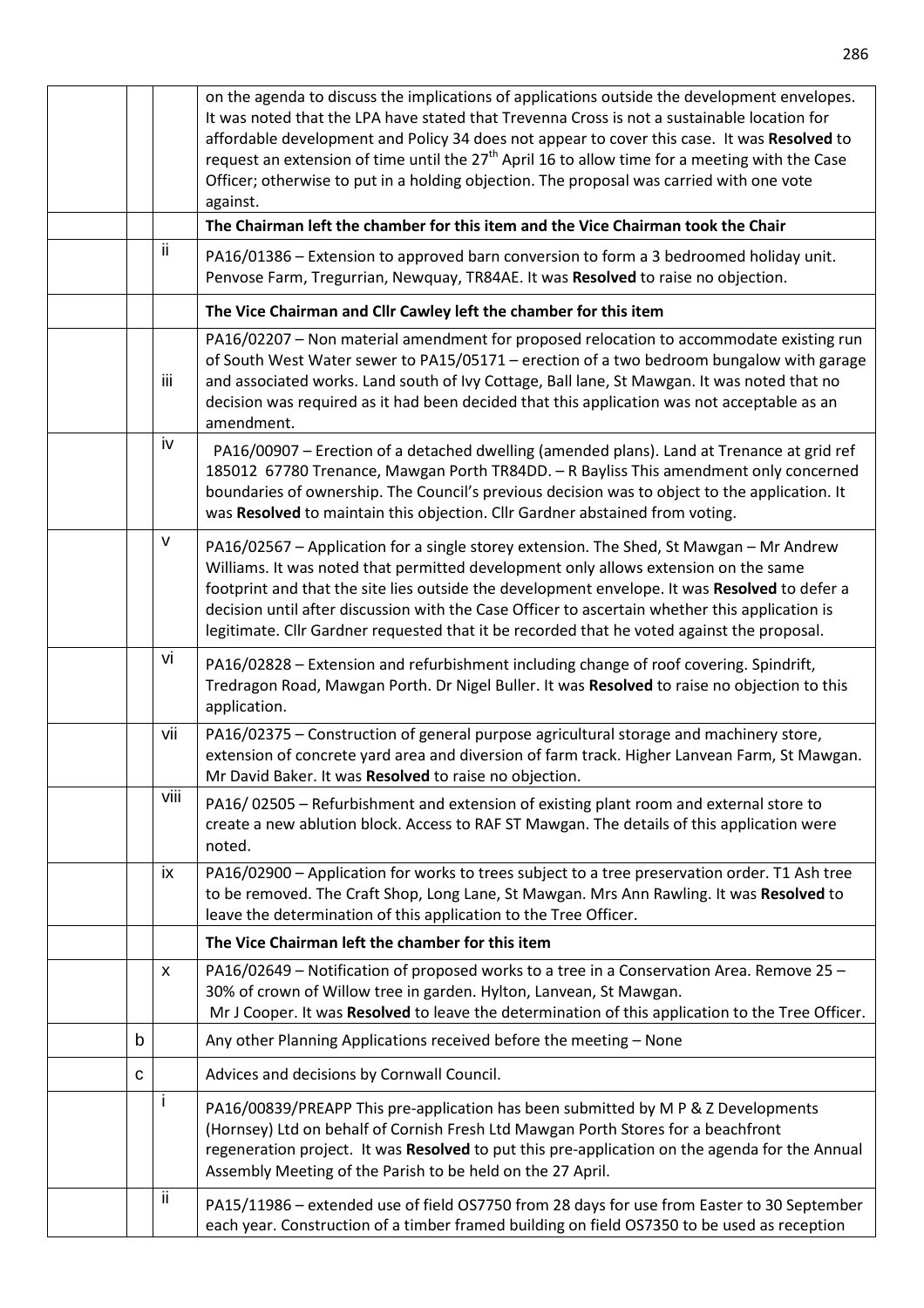| | | | |
|---|---|---|---|
| | | | on the agenda to discuss the implications of applications outside the development envelopes. It was noted that the LPA have stated that Trevenna Cross is not a sustainable location for affordable development and Policy 34 does not appear to cover this case. It was **Resolved** to request an extension of time until the 27th April 16 to allow time for a meeting with the Case Officer; otherwise to put in a holding objection. The proposal was carried with one vote against. |
| | | | **The Chairman left the chamber for this item and the Vice Chairman took the Chair** |
| | | ii | PA16/01386 – Extension to approved barn conversion to form a 3 bedroomed holiday unit. Penvose Farm, Tregurrian, Newquay, TR84AE. It was **Resolved** to raise no objection. |
| | | | **The Vice Chairman and Cllr Cawley left the chamber for this item** |
| | | iii | PA16/02207 – Non material amendment for proposed relocation to accommodate existing run of South West Water sewer to PA15/05171 – erection of a two bedroom bungalow with garage and associated works. Land south of Ivy Cottage, Ball lane, St Mawgan. It was noted that no decision was required as it had been decided that this application was not acceptable as an amendment. |
| | | iv | PA16/00907 – Erection of a detached dwelling (amended plans). Land at Trenance at grid ref 185012 67780 Trenance, Mawgan Porth TR84DD. – R Bayliss This amendment only concerned boundaries of ownership. The Council's previous decision was to object to the application. It was **Resolved** to maintain this objection. Cllr Gardner abstained from voting. |
| | | v | PA16/02567 – Application for a single storey extension. The Shed, St Mawgan – Mr Andrew Williams. It was noted that permitted development only allows extension on the same footprint and that the site lies outside the development envelope. It was **Resolved** to defer a decision until after discussion with the Case Officer to ascertain whether this application is legitimate. Cllr Gardner requested that it be recorded that he voted against the proposal. |
| | | vi | PA16/02828 – Extension and refurbishment including change of roof covering. Spindrift, Tredragon Road, Mawgan Porth. Dr Nigel Buller. It was **Resolved** to raise no objection to this application. |
| | | vii | PA16/02375 – Construction of general purpose agricultural storage and machinery store, extension of concrete yard area and diversion of farm track. Higher Lanvean Farm, St Mawgan. Mr David Baker. It was **Resolved** to raise no objection. |
| | | viii | PA16/ 02505 – Refurbishment and extension of existing plant room and external store to create a new ablution block. Access to RAF ST Mawgan. The details of this application were noted. |
| | | ix | PA16/02900 – Application for works to trees subject to a tree preservation order. T1 Ash tree to be removed. The Craft Shop, Long Lane, St Mawgan. Mrs Ann Rawling. It was **Resolved** to leave the determination of this application to the Tree Officer. |
| | | | **The Vice Chairman left the chamber for this item** |
| | | x | PA16/02649 – Notification of proposed works to a tree in a Conservation Area. Remove 25 – 30% of crown of Willow tree in garden. Hylton, Lanvean, St Mawgan. Mr J Cooper. It was **Resolved** to leave the determination of this application to the Tree Officer. |
| | b | | Any other Planning Applications received before the meeting – None |
| | c | | Advices and decisions by Cornwall Council. |
| | | i | PA16/00839/PREAPP This pre-application has been submitted by M P & Z Developments (Hornsey) Ltd on behalf of Cornish Fresh Ltd Mawgan Porth Stores for a beachfront regeneration project. It was **Resolved** to put this pre-application on the agenda for the Annual Assembly Meeting of the Parish to be held on the 27 April. |
| | | ii | PA15/11986 – extended use of field OS7750 from 28 days for use from Easter to 30 September each year. Construction of a timber framed building on field OS7350 to be used as reception |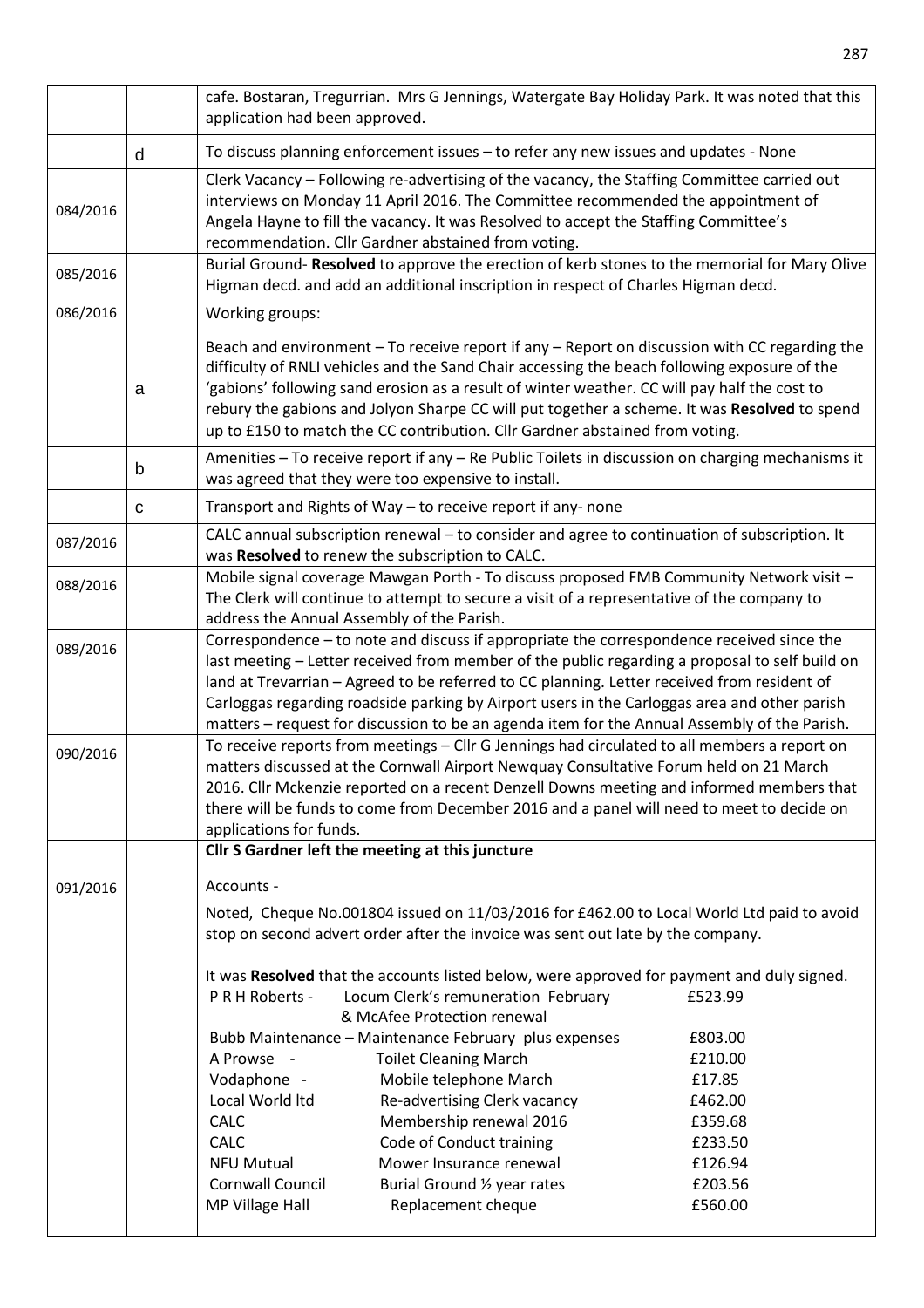| | | | |
|---|---|---|---|
| | | | cafe. Bostaran, Tregurrian. Mrs G Jennings, Watergate Bay Holiday Park. It was noted that this application had been approved. |
| | d | | To discuss planning enforcement issues – to refer any new issues and updates - None |
| 084/2016 | | | Clerk Vacancy – Following re-advertising of the vacancy, the Staffing Committee carried out interviews on Monday 11 April 2016. The Committee recommended the appointment of Angela Hayne to fill the vacancy. It was Resolved to accept the Staffing Committee's recommendation. Cllr Gardner abstained from voting. |
| 085/2016 | | | Burial Ground- **Resolved** to approve the erection of kerb stones to the memorial for Mary Olive Higman decd. and add an additional inscription in respect of Charles Higman decd. |
| 086/2016 | | | Working groups: |
| | a | | Beach and environment – To receive report if any – Report on discussion with CC regarding the difficulty of RNLI vehicles and the Sand Chair accessing the beach following exposure of the 'gabions' following sand erosion as a result of winter weather. CC will pay half the cost to rebury the gabions and Jolyon Sharpe CC will put together a scheme. It was **Resolved** to spend up to £150 to match the CC contribution. Cllr Gardner abstained from voting. |
| | b | | Amenities – To receive report if any – Re Public Toilets in discussion on charging mechanisms it was agreed that they were too expensive to install. |
| | c | | Transport and Rights of Way – to receive report if any- none |
| 087/2016 | | | CALC annual subscription renewal – to consider and agree to continuation of subscription. It was **Resolved** to renew the subscription to CALC. |
| 088/2016 | | | Mobile signal coverage Mawgan Porth - To discuss proposed FMB Community Network visit – The Clerk will continue to attempt to secure a visit of a representative of the company to address the Annual Assembly of the Parish. |
| 089/2016 | | | Correspondence – to note and discuss if appropriate the correspondence received since the last meeting – Letter received from member of the public regarding a proposal to self build on land at Trevarrian – Agreed to be referred to CC planning. Letter received from resident of Carloggas regarding roadside parking by Airport users in the Carloggas area and other parish matters – request for discussion to be an agenda item for the Annual Assembly of the Parish. |
| 090/2016 | | | To receive reports from meetings – Cllr G Jennings had circulated to all members a report on matters discussed at the Cornwall Airport Newquay Consultative Forum held on 21 March 2016. Cllr Mckenzie reported on a recent Denzell Downs meeting and informed members that there will be funds to come from December 2016 and a panel will need to meet to decide on applications for funds. |
| | | | **Cllr S Gardner left the meeting at this juncture** |
| 091/2016 | | | Accounts -<br><br>Noted, Cheque No.001804 issued on 11/03/2016 for £462.00 to Local World Ltd paid to avoid stop on second advert order after the invoice was sent out late by the company.<br><br>It was **Resolved** that the accounts listed below, were approved for payment and duly signed.<br>P R H Roberts - Locum Clerk's remuneration February & McAfee Protection renewal £523.99<br>Bubb Maintenance – Maintenance February plus expenses £803.00<br>A Prowse - Toilet Cleaning March £210.00<br>Vodaphone - Mobile telephone March £17.85<br>Local World ltd Re-advertising Clerk vacancy £462.00<br>CALC Membership renewal 2016 £359.68<br>CALC Code of Conduct training £233.50<br>NFU Mutual Mower Insurance renewal £126.94<br>Cornwall Council Burial Ground ½ year rates £203.56<br>MP Village Hall Replacement cheque £560.00 |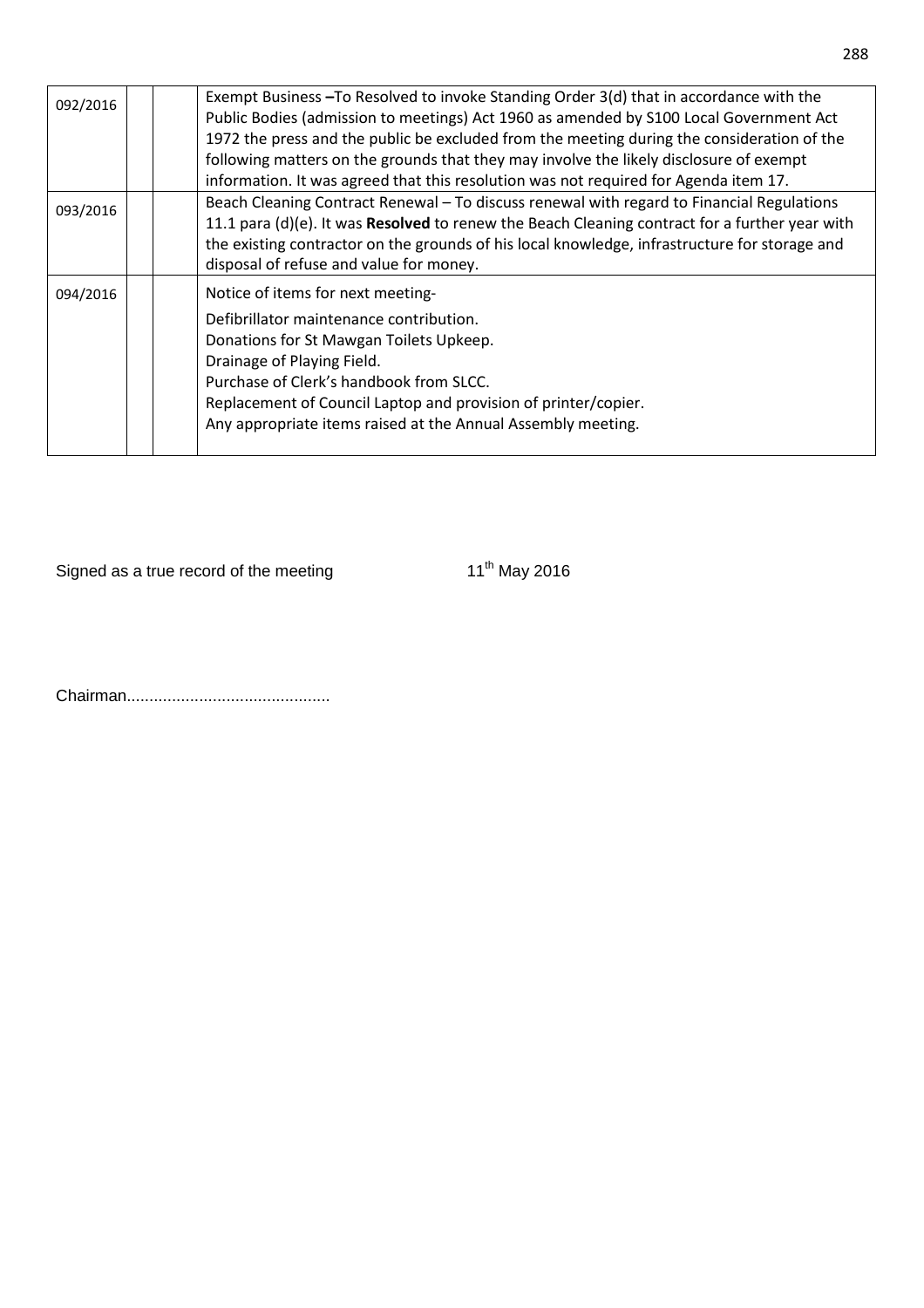| | | | |
|---|---|---|---|
| 092/2016 | | | Exempt Business –To Resolved to invoke Standing Order 3(d) that in accordance with the Public Bodies (admission to meetings) Act 1960 as amended by S100 Local Government Act 1972 the press and the public be excluded from the meeting during the consideration of the following matters on the grounds that they may involve the likely disclosure of exempt information. It was agreed that this resolution was not required for Agenda item 17. |
| 093/2016 | | | Beach Cleaning Contract Renewal – To discuss renewal with regard to Financial Regulations 11.1 para (d)(e). It was **Resolved** to renew the Beach Cleaning contract for a further year with the existing contractor on the grounds of his local knowledge, infrastructure for storage and disposal of refuse and value for money. |
| 094/2016 | | | Notice of items for next meeting-<br>Defibrillator maintenance contribution.<br>Donations for St Mawgan Toilets Upkeep.<br>Drainage of Playing Field.<br>Purchase of Clerk's handbook from SLCC.<br>Replacement of Council Laptop and provision of printer/copier.<br>Any appropriate items raised at the Annual Assembly meeting. |

Signed as a true record of the meeting 11th May 2016

Chairman.............................................